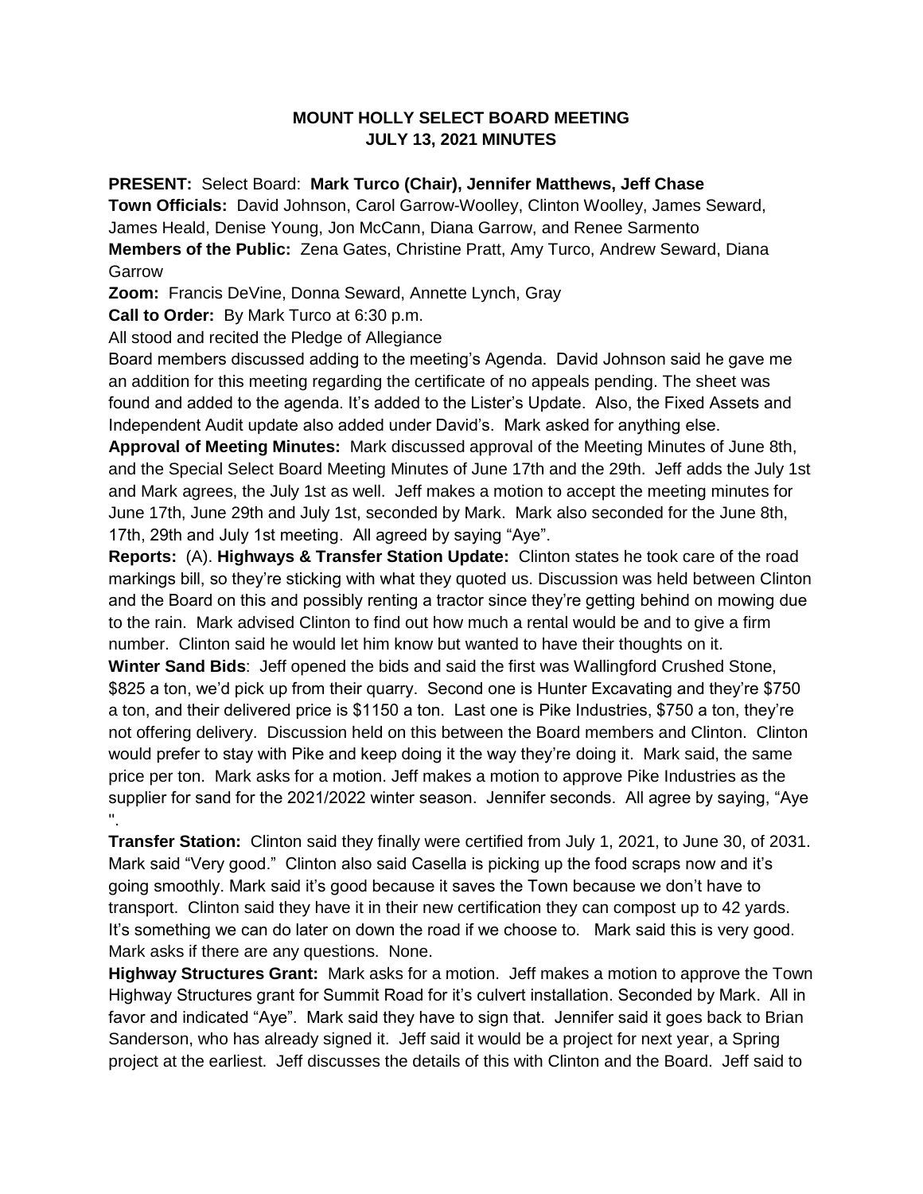# MOUNT HOLLY SELECT BOARD MEETING
## JULY 13, 2021 MINUTES

**PRESENT:** Select Board: **Mark Turco (Chair), Jennifer Matthews, Jeff Chase**
**Town Officials:** David Johnson, Carol Garrow-Woolley, Clinton Woolley, James Seward, James Heald, Denise Young, Jon McCann, Diana Garrow, and Renee Sarmento
**Members of the Public:** Zena Gates, Christine Pratt, Amy Turco, Andrew Seward, Diana Garrow
**Zoom:** Francis DeVine, Donna Seward, Annette Lynch, Gray
**Call to Order:** By Mark Turco at 6:30 p.m.
All stood and recited the Pledge of Allegiance
Board members discussed adding to the meeting's Agenda. David Johnson said he gave me an addition for this meeting regarding the certificate of no appeals pending. The sheet was found and added to the agenda. It's added to the Lister's Update. Also, the Fixed Assets and Independent Audit update also added under David's. Mark asked for anything else.
**Approval of Meeting Minutes:** Mark discussed approval of the Meeting Minutes of June 8th, and the Special Select Board Meeting Minutes of June 17th and the 29th. Jeff adds the July 1st and Mark agrees, the July 1st as well. Jeff makes a motion to accept the meeting minutes for June 17th, June 29th and July 1st, seconded by Mark. Mark also seconded for the June 8th, 17th, 29th and July 1st meeting. All agreed by saying "Aye".
**Reports:** (A). **Highways & Transfer Station Update:** Clinton states he took care of the road markings bill, so they're sticking with what they quoted us. Discussion was held between Clinton and the Board on this and possibly renting a tractor since they're getting behind on mowing due to the rain. Mark advised Clinton to find out how much a rental would be and to give a firm number. Clinton said he would let him know but wanted to have their thoughts on it.
**Winter Sand Bids**: Jeff opened the bids and said the first was Wallingford Crushed Stone, $825 a ton, we'd pick up from their quarry. Second one is Hunter Excavating and they're $750 a ton, and their delivered price is $1150 a ton. Last one is Pike Industries, $750 a ton, they're not offering delivery. Discussion held on this between the Board members and Clinton. Clinton would prefer to stay with Pike and keep doing it the way they're doing it. Mark said, the same price per ton. Mark asks for a motion. Jeff makes a motion to approve Pike Industries as the supplier for sand for the 2021/2022 winter season. Jennifer seconds. All agree by saying, "Aye ".
**Transfer Station:** Clinton said they finally were certified from July 1, 2021, to June 30, of 2031. Mark said "Very good." Clinton also said Casella is picking up the food scraps now and it's going smoothly. Mark said it's good because it saves the Town because we don't have to transport. Clinton said they have it in their new certification they can compost up to 42 yards. It's something we can do later on down the road if we choose to. Mark said this is very good. Mark asks if there are any questions. None.
**Highway Structures Grant:** Mark asks for a motion. Jeff makes a motion to approve the Town Highway Structures grant for Summit Road for it's culvert installation. Seconded by Mark. All in favor and indicated "Aye". Mark said they have to sign that. Jennifer said it goes back to Brian Sanderson, who has already signed it. Jeff said it would be a project for next year, a Spring project at the earliest. Jeff discusses the details of this with Clinton and the Board. Jeff said to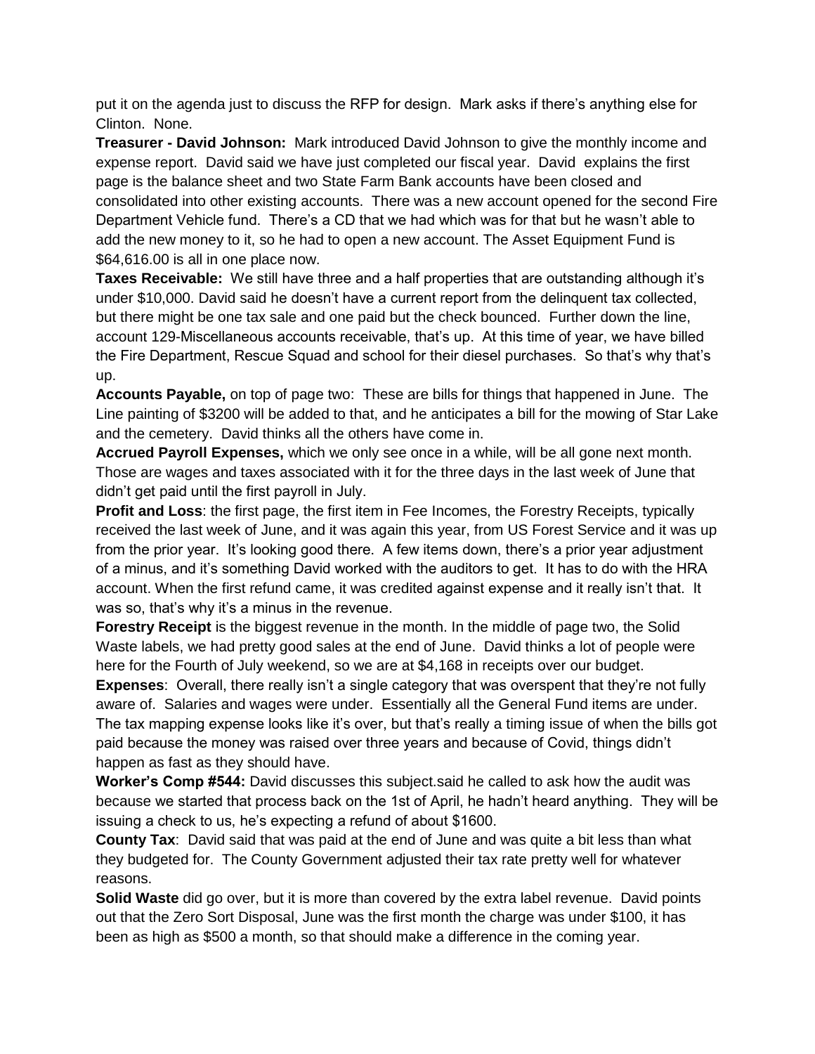put it on the agenda just to discuss the RFP for design. Mark asks if there's anything else for Clinton. None.

**Treasurer - David Johnson:** Mark introduced David Johnson to give the monthly income and expense report. David said we have just completed our fiscal year. David explains the first page is the balance sheet and two State Farm Bank accounts have been closed and consolidated into other existing accounts. There was a new account opened for the second Fire Department Vehicle fund. There's a CD that we had which was for that but he wasn't able to add the new money to it, so he had to open a new account. The Asset Equipment Fund is $64,616.00 is all in one place now.

**Taxes Receivable:** We still have three and a half properties that are outstanding although it's under $10,000. David said he doesn't have a current report from the delinquent tax collected, but there might be one tax sale and one paid but the check bounced. Further down the line, account 129-Miscellaneous accounts receivable, that's up. At this time of year, we have billed the Fire Department, Rescue Squad and school for their diesel purchases. So that's why that's up.

**Accounts Payable,** on top of page two: These are bills for things that happened in June. The Line painting of $3200 will be added to that, and he anticipates a bill for the mowing of Star Lake and the cemetery. David thinks all the others have come in.

**Accrued Payroll Expenses,** which we only see once in a while, will be all gone next month. Those are wages and taxes associated with it for the three days in the last week of June that didn't get paid until the first payroll in July.

**Profit and Loss**: the first page, the first item in Fee Incomes, the Forestry Receipts, typically received the last week of June, and it was again this year, from US Forest Service and it was up from the prior year. It's looking good there. A few items down, there's a prior year adjustment of a minus, and it's something David worked with the auditors to get. It has to do with the HRA account. When the first refund came, it was credited against expense and it really isn't that. It was so, that's why it's a minus in the revenue.

**Forestry Receipt** is the biggest revenue in the month. In the middle of page two, the Solid Waste labels, we had pretty good sales at the end of June. David thinks a lot of people were here for the Fourth of July weekend, so we are at $4,168 in receipts over our budget.

**Expenses**: Overall, there really isn't a single category that was overspent that they're not fully aware of. Salaries and wages were under. Essentially all the General Fund items are under. The tax mapping expense looks like it's over, but that's really a timing issue of when the bills got paid because the money was raised over three years and because of Covid, things didn't happen as fast as they should have.

**Worker's Comp #544:** David discusses this subject.said he called to ask how the audit was because we started that process back on the 1st of April, he hadn't heard anything. They will be issuing a check to us, he's expecting a refund of about $1600.

**County Tax**: David said that was paid at the end of June and was quite a bit less than what they budgeted for. The County Government adjusted their tax rate pretty well for whatever reasons.

**Solid Waste** did go over, but it is more than covered by the extra label revenue. David points out that the Zero Sort Disposal, June was the first month the charge was under $100, it has been as high as $500 a month, so that should make a difference in the coming year.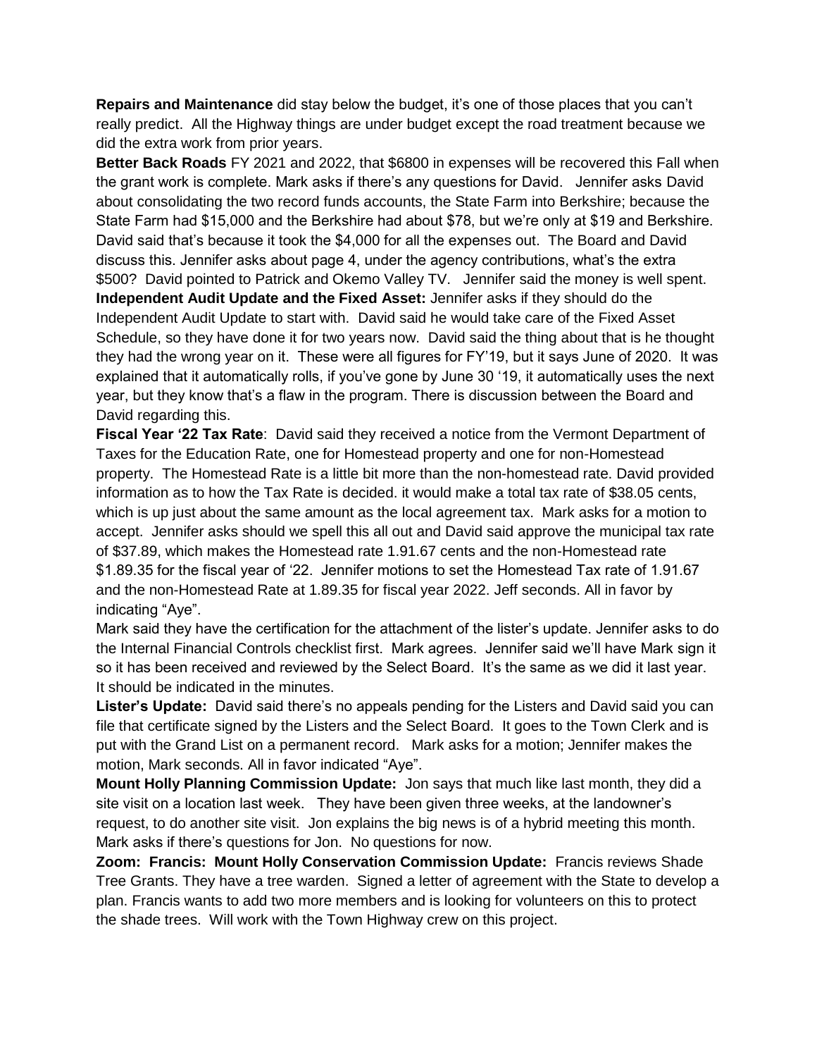**Repairs and Maintenance** did stay below the budget, it's one of those places that you can't really predict. All the Highway things are under budget except the road treatment because we did the extra work from prior years.

**Better Back Roads** FY 2021 and 2022, that $6800 in expenses will be recovered this Fall when the grant work is complete. Mark asks if there's any questions for David. Jennifer asks David about consolidating the two record funds accounts, the State Farm into Berkshire; because the State Farm had $15,000 and the Berkshire had about $78, but we're only at $19 and Berkshire. David said that's because it took the $4,000 for all the expenses out. The Board and David discuss this. Jennifer asks about page 4, under the agency contributions, what's the extra $500? David pointed to Patrick and Okemo Valley TV. Jennifer said the money is well spent.

**Independent Audit Update and the Fixed Asset:** Jennifer asks if they should do the Independent Audit Update to start with. David said he would take care of the Fixed Asset Schedule, so they have done it for two years now. David said the thing about that is he thought they had the wrong year on it. These were all figures for FY'19, but it says June of 2020. It was explained that it automatically rolls, if you've gone by June 30 '19, it automatically uses the next year, but they know that's a flaw in the program. There is discussion between the Board and David regarding this.

**Fiscal Year '22 Tax Rate**: David said they received a notice from the Vermont Department of Taxes for the Education Rate, one for Homestead property and one for non-Homestead property. The Homestead Rate is a little bit more than the non-homestead rate. David provided information as to how the Tax Rate is decided. it would make a total tax rate of $38.05 cents, which is up just about the same amount as the local agreement tax. Mark asks for a motion to accept. Jennifer asks should we spell this all out and David said approve the municipal tax rate of $37.89, which makes the Homestead rate 1.91.67 cents and the non-Homestead rate $1.89.35 for the fiscal year of '22. Jennifer motions to set the Homestead Tax rate of 1.91.67 and the non-Homestead Rate at 1.89.35 for fiscal year 2022. Jeff seconds. All in favor by indicating "Aye".

Mark said they have the certification for the attachment of the lister's update. Jennifer asks to do the Internal Financial Controls checklist first. Mark agrees. Jennifer said we'll have Mark sign it so it has been received and reviewed by the Select Board. It's the same as we did it last year. It should be indicated in the minutes.

**Lister's Update:** David said there's no appeals pending for the Listers and David said you can file that certificate signed by the Listers and the Select Board. It goes to the Town Clerk and is put with the Grand List on a permanent record. Mark asks for a motion; Jennifer makes the motion, Mark seconds. All in favor indicated "Aye".

**Mount Holly Planning Commission Update:** Jon says that much like last month, they did a site visit on a location last week. They have been given three weeks, at the landowner's request, to do another site visit. Jon explains the big news is of a hybrid meeting this month. Mark asks if there's questions for Jon. No questions for now.

**Zoom: Francis: Mount Holly Conservation Commission Update:** Francis reviews Shade Tree Grants. They have a tree warden. Signed a letter of agreement with the State to develop a plan. Francis wants to add two more members and is looking for volunteers on this to protect the shade trees. Will work with the Town Highway crew on this project.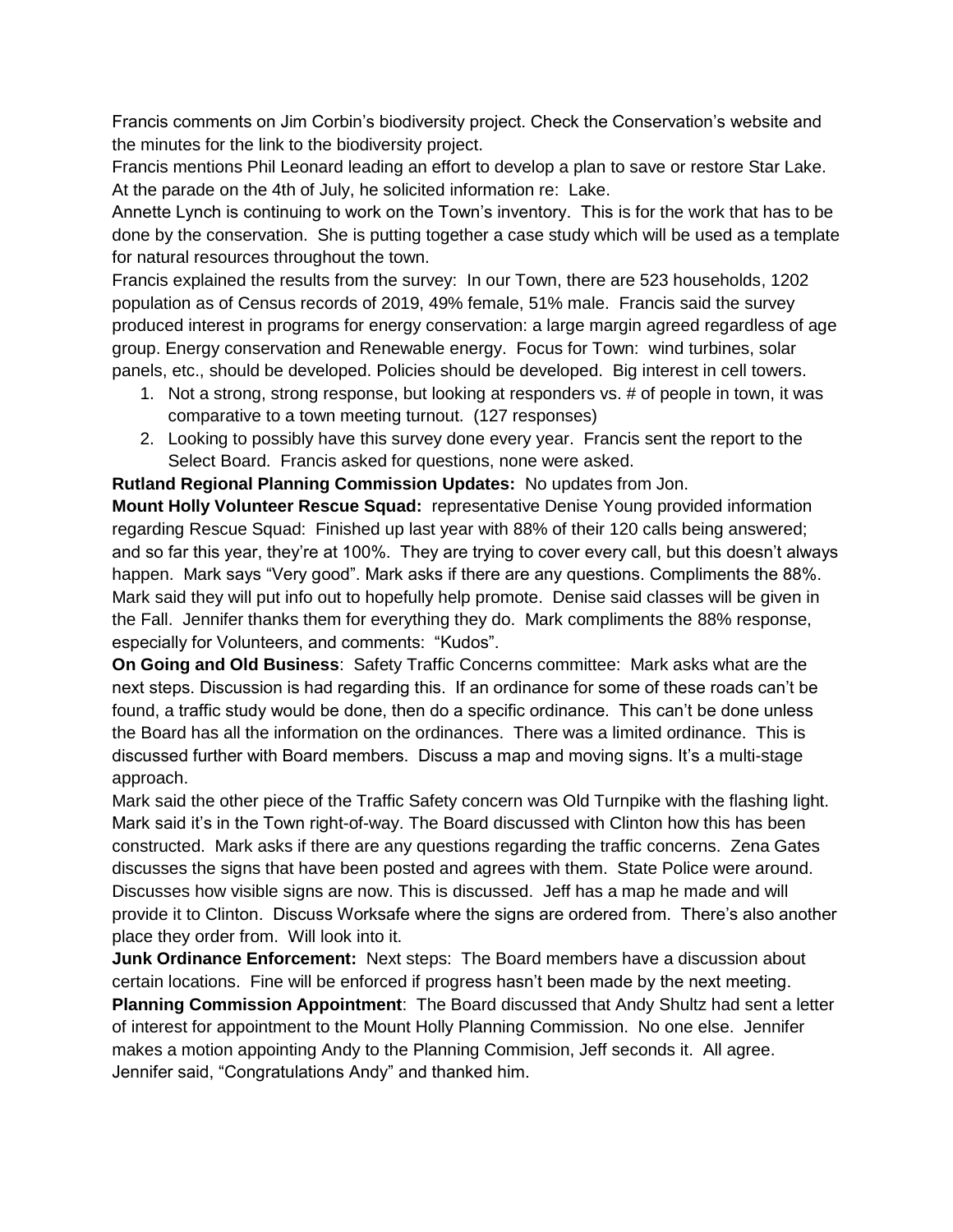Francis comments on Jim Corbin's biodiversity project. Check the Conservation's website and the minutes for the link to the biodiversity project.

Francis mentions Phil Leonard leading an effort to develop a plan to save or restore Star Lake. At the parade on the 4th of July, he solicited information re: Lake.

Annette Lynch is continuing to work on the Town's inventory. This is for the work that has to be done by the conservation. She is putting together a case study which will be used as a template for natural resources throughout the town.

Francis explained the results from the survey: In our Town, there are 523 households, 1202 population as of Census records of 2019, 49% female, 51% male. Francis said the survey produced interest in programs for energy conservation: a large margin agreed regardless of age group. Energy conservation and Renewable energy. Focus for Town: wind turbines, solar panels, etc., should be developed. Policies should be developed. Big interest in cell towers.

1. Not a strong, strong response, but looking at responders vs. # of people in town, it was comparative to a town meeting turnout. (127 responses)
2. Looking to possibly have this survey done every year. Francis sent the report to the Select Board. Francis asked for questions, none were asked.

**Rutland Regional Planning Commission Updates:** No updates from Jon.

**Mount Holly Volunteer Rescue Squad:** representative Denise Young provided information regarding Rescue Squad: Finished up last year with 88% of their 120 calls being answered; and so far this year, they're at 100%. They are trying to cover every call, but this doesn't always happen. Mark says "Very good". Mark asks if there are any questions. Compliments the 88%. Mark said they will put info out to hopefully help promote. Denise said classes will be given in the Fall. Jennifer thanks them for everything they do. Mark compliments the 88% response, especially for Volunteers, and comments: "Kudos".

**On Going and Old Business**: Safety Traffic Concerns committee: Mark asks what are the next steps. Discussion is had regarding this. If an ordinance for some of these roads can't be found, a traffic study would be done, then do a specific ordinance. This can't be done unless the Board has all the information on the ordinances. There was a limited ordinance. This is discussed further with Board members. Discuss a map and moving signs. It's a multi-stage approach.

Mark said the other piece of the Traffic Safety concern was Old Turnpike with the flashing light. Mark said it's in the Town right-of-way. The Board discussed with Clinton how this has been constructed. Mark asks if there are any questions regarding the traffic concerns. Zena Gates discusses the signs that have been posted and agrees with them. State Police were around. Discusses how visible signs are now. This is discussed. Jeff has a map he made and will provide it to Clinton. Discuss Worksafe where the signs are ordered from. There's also another place they order from. Will look into it.

**Junk Ordinance Enforcement:** Next steps: The Board members have a discussion about certain locations. Fine will be enforced if progress hasn't been made by the next meeting.

**Planning Commission Appointment**: The Board discussed that Andy Shultz had sent a letter of interest for appointment to the Mount Holly Planning Commission. No one else. Jennifer makes a motion appointing Andy to the Planning Commision, Jeff seconds it. All agree. Jennifer said, "Congratulations Andy" and thanked him.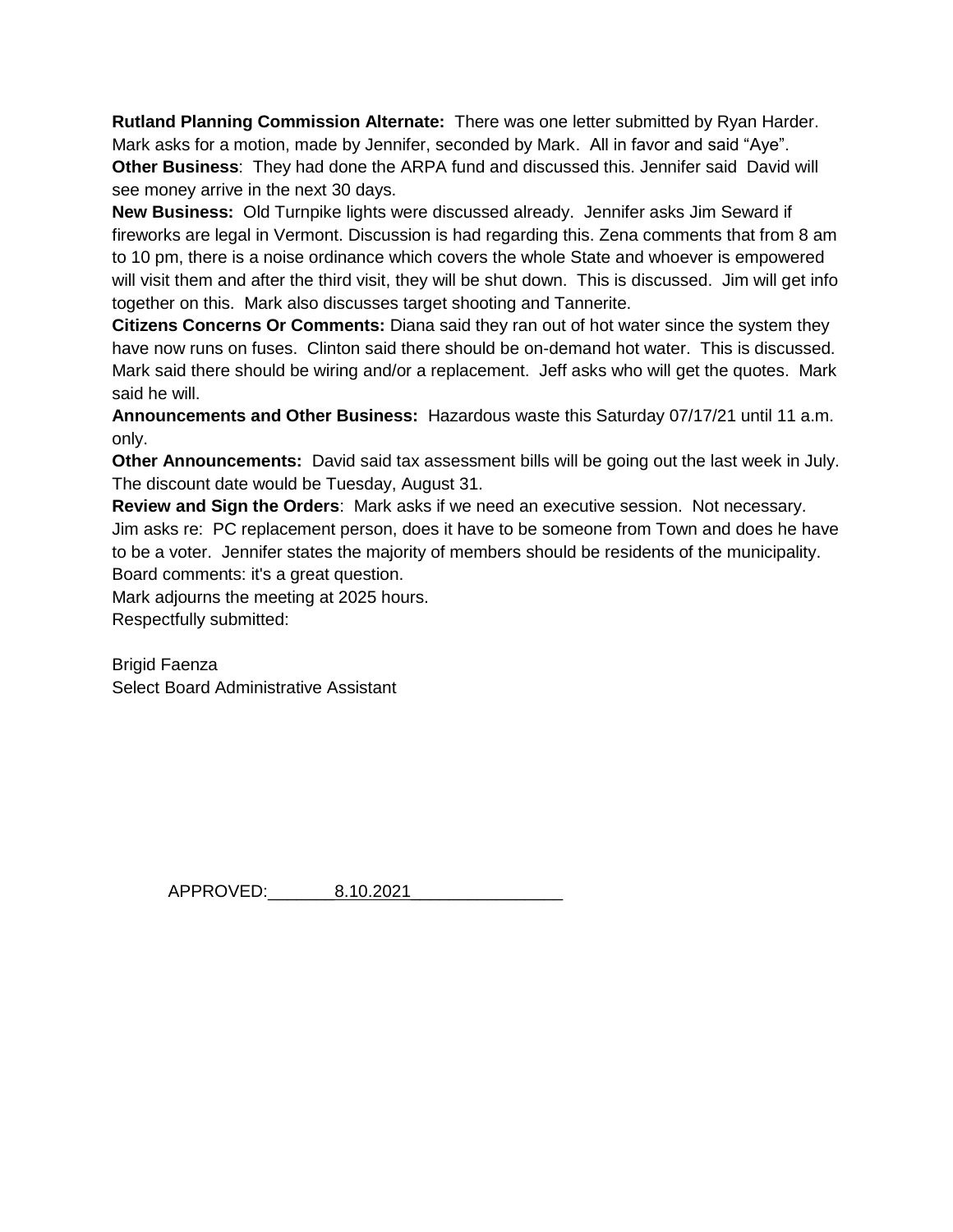**Rutland Planning Commission Alternate:** There was one letter submitted by Ryan Harder. Mark asks for a motion, made by Jennifer, seconded by Mark. All in favor and said "Aye".

**Other Business**: They had done the ARPA fund and discussed this. Jennifer said David will see money arrive in the next 30 days.

**New Business:** Old Turnpike lights were discussed already. Jennifer asks Jim Seward if fireworks are legal in Vermont. Discussion is had regarding this. Zena comments that from 8 am to 10 pm, there is a noise ordinance which covers the whole State and whoever is empowered will visit them and after the third visit, they will be shut down. This is discussed. Jim will get info together on this. Mark also discusses target shooting and Tannerite.

**Citizens Concerns Or Comments:** Diana said they ran out of hot water since the system they have now runs on fuses. Clinton said there should be on-demand hot water. This is discussed. Mark said there should be wiring and/or a replacement. Jeff asks who will get the quotes. Mark said he will.

**Announcements and Other Business:** Hazardous waste this Saturday 07/17/21 until 11 a.m. only.

**Other Announcements:** David said tax assessment bills will be going out the last week in July. The discount date would be Tuesday, August 31.

**Review and Sign the Orders**: Mark asks if we need an executive session. Not necessary. Jim asks re: PC replacement person, does it have to be someone from Town and does he have to be a voter. Jennifer states the majority of members should be residents of the municipality. Board comments: it's a great question.

Mark adjourns the meeting at 2025 hours.

Respectfully submitted:

Brigid Faenza
Select Board Administrative Assistant

APPROVED:________8.10.2021________________